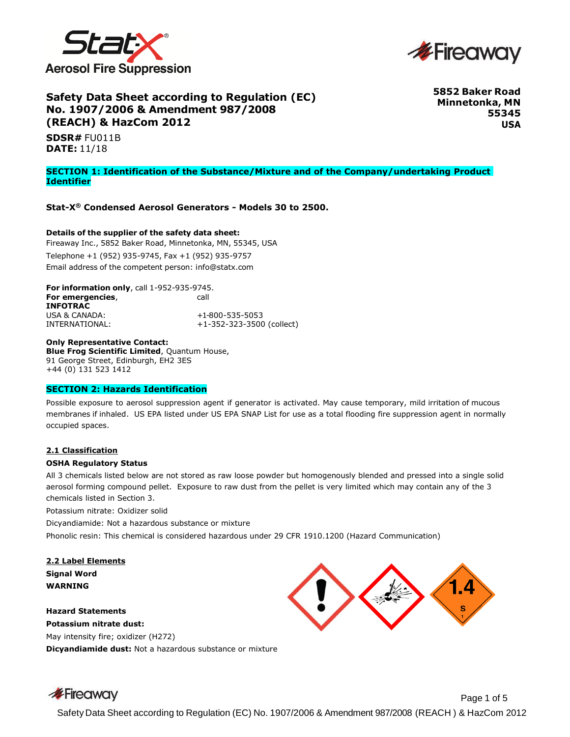## Safety Data Sheet according to Regulation (EC) No. 1907/2006 & Amendment 987/2008 (REACH) & HazCom 2012

**5852 Baker Road**
**Minnetonka, MN**
**55345**
**USA**

**SDSR#** FU011B
**DATE:** 11/18

## SECTION 1: Identification of the Substance/Mixture and of the Company/undertaking Product Identifier

**Stat-X® Condensed Aerosol Generators - Models 30 to 2500.**

**Details of the supplier of the safety data sheet:**
Fireaway Inc., 5852 Baker Road, Minnetonka, MN, 55345, USA
Telephone +1 (952) 935-9745, Fax +1 (952) 935-9757
Email address of the competent person: info@statx.com

**For information only**, call 1-952-935-9745.
**For emergencies**, call
**INFOTRAC**

| | |
|---|---|
| USA & CANADA: | +1-800-535-5053 |
| INTERNATIONAL: | +1-352-323-3500 (collect) |

**Only Representative Contact:**
**Blue Frog Scientific Limited**, Quantum House,
91 George Street, Edinburgh, EH2 3ES
+44 (0) 131 523 1412

## SECTION 2: Hazards Identification

Possible exposure to aerosol suppression agent if generator is activated. May cause temporary, mild irritation of mucous membranes if inhaled. US EPA listed under US EPA SNAP List for use as a total flooding fire suppression agent in normally occupied spaces.

### 2.1 Classification

**OSHA Regulatory Status**

All 3 chemicals listed below are not stored as raw loose powder but homogenously blended and pressed into a single solid aerosol forming compound pellet. Exposure to raw dust from the pellet is very limited which may contain any of the 3 chemicals listed in Section 3.

Potassium nitrate: Oxidizer solid

Dicyandiamide: Not a hazardous substance or mixture

Phonolic resin: This chemical is considered hazardous under 29 CFR 1910.1200 (Hazard Communication)

### 2.2 Label Elements

**Signal Word**
**WARNING**

**Hazard Statements**
**Potassium nitrate dust:**
May intensity fire; oxidizer (H272)
**Dicyandiamide dust:** Not a hazardous substance or mixture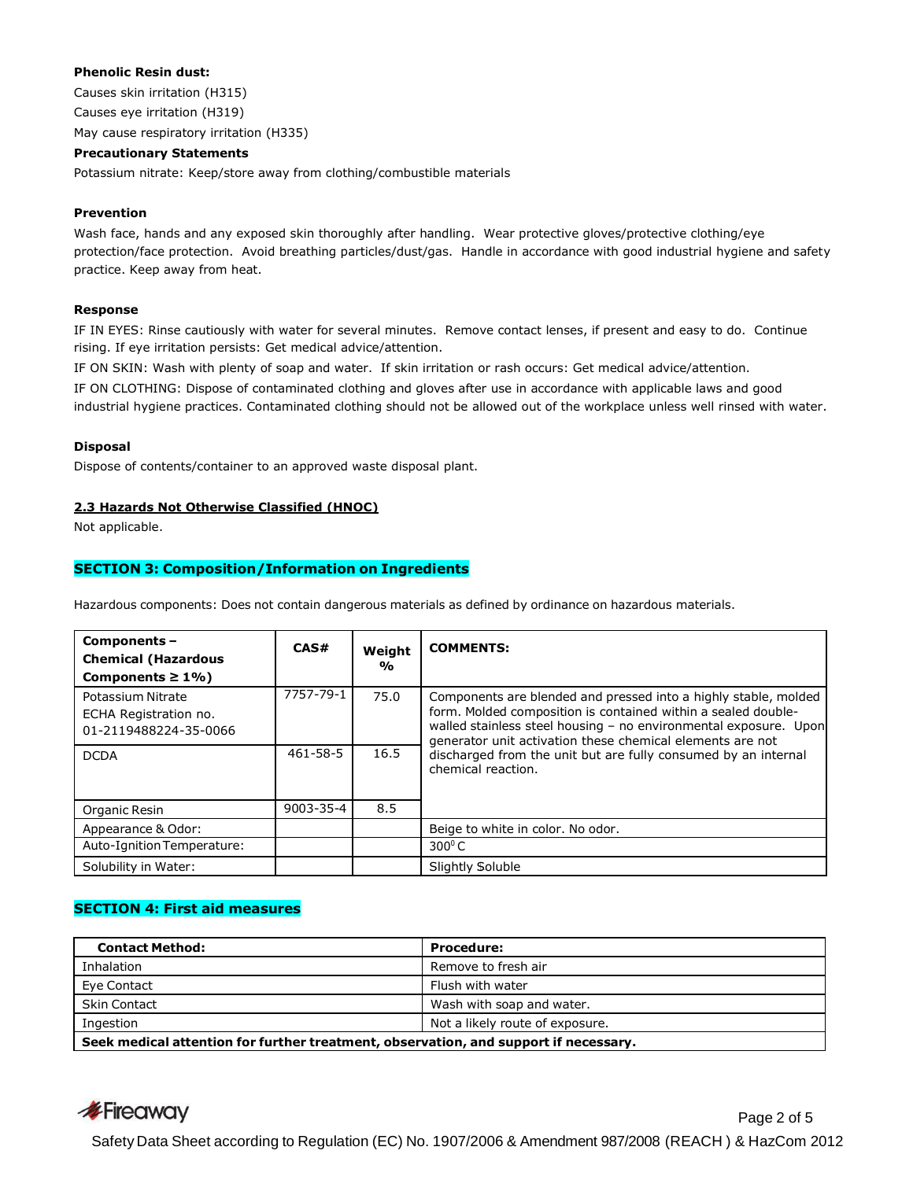**Phenolic Resin dust:**

Causes skin irritation (H315)

Causes eye irritation (H319)

May cause respiratory irritation (H335)

**Precautionary Statements**

Potassium nitrate: Keep/store away from clothing/combustible materials

**Prevention**

Wash face, hands and any exposed skin thoroughly after handling. Wear protective gloves/protective clothing/eye protection/face protection. Avoid breathing particles/dust/gas. Handle in accordance with good industrial hygiene and safety practice. Keep away from heat.

**Response**

IF IN EYES: Rinse cautiously with water for several minutes. Remove contact lenses, if present and easy to do. Continue rising. If eye irritation persists: Get medical advice/attention.

IF ON SKIN: Wash with plenty of soap and water. If skin irritation or rash occurs: Get medical advice/attention.

IF ON CLOTHING: Dispose of contaminated clothing and gloves after use in accordance with applicable laws and good industrial hygiene practices. Contaminated clothing should not be allowed out of the workplace unless well rinsed with water.

**Disposal**

Dispose of contents/container to an approved waste disposal plant.

### 2.3 Hazards Not Otherwise Classified (HNOC)

Not applicable.

## SECTION 3: Composition/Information on Ingredients

Hazardous components: Does not contain dangerous materials as defined by ordinance on hazardous materials.

| Components – Chemical (Hazardous Components ≥ 1%) | CAS# | Weight % | COMMENTS: |
|---|---|---|---|
| Potassium Nitrate ECHA Registration no. 01-2119488224-35-0066 | 7757-79-1 | 75.0 | Components are blended and pressed into a highly stable, molded form. Molded composition is contained within a sealed double-walled stainless steel housing – no environmental exposure. Upon generator unit activation these chemical elements are not discharged from the unit but are fully consumed by an internal chemical reaction. |
| DCDA | 461-58-5 | 16.5 | |
| Organic Resin | 9003-35-4 | 8.5 | |
| Appearance & Odor: | | | Beige to white in color. No odor. |
| Auto-Ignition Temperature: | | | 300$^0$ C |
| Solubility in Water: | | | Slightly Soluble |

## SECTION 4: First aid measures

| Contact Method: | Procedure: |
|---|---|
| Inhalation | Remove to fresh air |
| Eye Contact | Flush with water |
| Skin Contact | Wash with soap and water. |
| Ingestion | Not a likely route of exposure. |
| **Seek medical attention for further treatment, observation, and support if necessary.** | |

Safety Data Sheet according to Regulation (EC) No. 1907/2006 & Amendment 987/2008 (REACH ) & HazCom 2012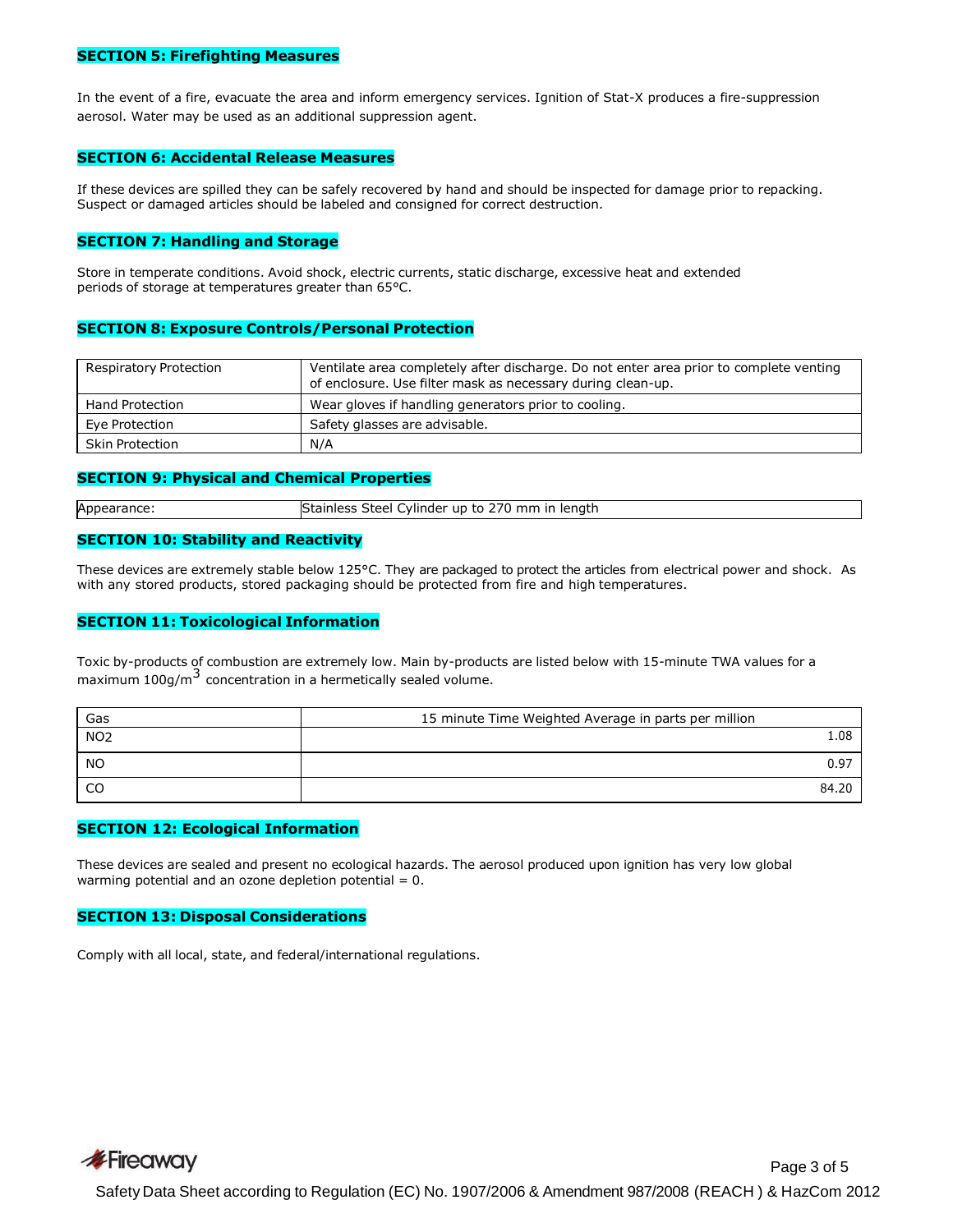## SECTION 5: Firefighting Measures

In the event of a fire, evacuate the area and inform emergency services. Ignition of Stat-X produces a fire-suppression aerosol. Water may be used as an additional suppression agent.

## SECTION 6: Accidental Release Measures

If these devices are spilled they can be safely recovered by hand and should be inspected for damage prior to repacking. Suspect or damaged articles should be labeled and consigned for correct destruction.

## SECTION 7: Handling and Storage

Store in temperate conditions. Avoid shock, electric currents, static discharge, excessive heat and extended periods of storage at temperatures greater than 65°C.

## SECTION 8: Exposure Controls/Personal Protection

| | |
|---|---|
| Respiratory Protection | Ventilate area completely after discharge. Do not enter area prior to complete venting of enclosure. Use filter mask as necessary during clean-up. |
| Hand Protection | Wear gloves if handling generators prior to cooling. |
| Eye Protection | Safety glasses are advisable. |
| Skin Protection | N/A |

## SECTION 9: Physical and Chemical Properties

| | |
|---|---|
| Appearance: | Stainless Steel Cylinder up to 270 mm in length |

## SECTION 10: Stability and Reactivity

These devices are extremely stable below 125°C. They are packaged to protect the articles from electrical power and shock. As with any stored products, stored packaging should be protected from fire and high temperatures.

## SECTION 11: Toxicological Information

Toxic by-products of combustion are extremely low. Main by-products are listed below with 15-minute TWA values for a maximum 100g/$m^3$ concentration in a hermetically sealed volume.

| Gas | 15 minute Time Weighted Average in parts per million |
|---|---|
| $NO_2$ | 1.08 |
| NO | 0.97 |
| CO | 84.20 |

## SECTION 12: Ecological Information

These devices are sealed and present no ecological hazards. The aerosol produced upon ignition has very low global warming potential and an ozone depletion potential = 0.

## SECTION 13: Disposal Considerations

Comply with all local, state, and federal/international regulations.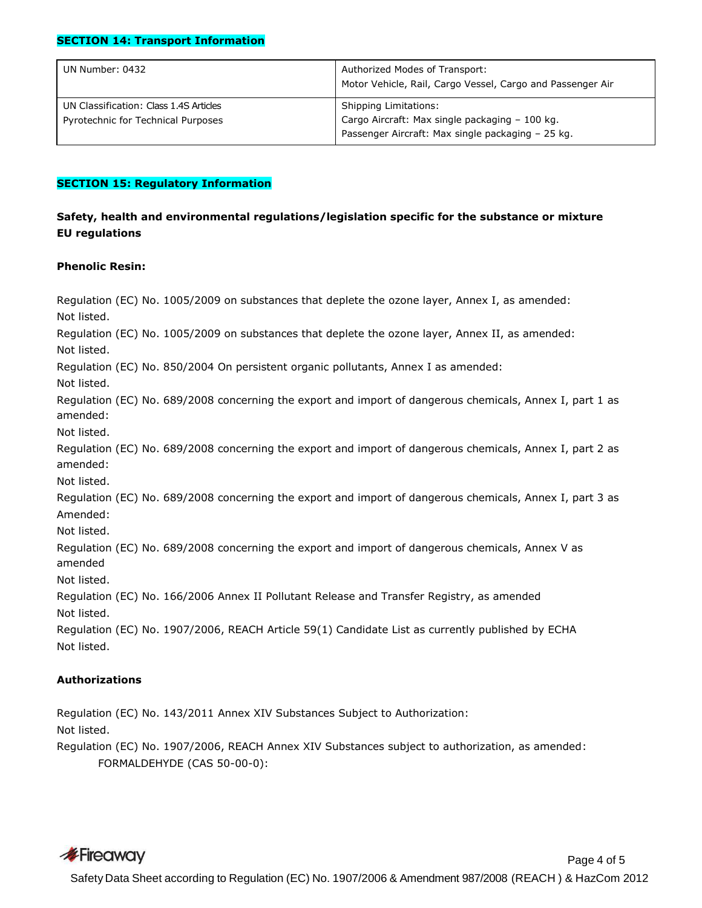## SECTION 14: Transport Information

| UN Number: 0432 | Authorized Modes of Transport: Motor Vehicle, Rail, Cargo Vessel, Cargo and Passenger Air |
|---|---|
| UN Classification: Class 1.4S Articles Pyrotechnic for Technical Purposes | Shipping Limitations: Cargo Aircraft: Max single packaging – 100 kg. Passenger Aircraft: Max single packaging – 25 kg. |

## SECTION 15: Regulatory Information

**Safety, health and environmental regulations/legislation specific for the substance or mixture EU regulations**

**Phenolic Resin:**

Regulation (EC) No. 1005/2009 on substances that deplete the ozone layer, Annex I, as amended:
Not listed.
Regulation (EC) No. 1005/2009 on substances that deplete the ozone layer, Annex II, as amended:
Not listed.
Regulation (EC) No. 850/2004 On persistent organic pollutants, Annex I as amended:
Not listed.
Regulation (EC) No. 689/2008 concerning the export and import of dangerous chemicals, Annex I, part 1 as amended:
Not listed.
Regulation (EC) No. 689/2008 concerning the export and import of dangerous chemicals, Annex I, part 2 as amended:
Not listed.
Regulation (EC) No. 689/2008 concerning the export and import of dangerous chemicals, Annex I, part 3 as Amended:
Not listed.
Regulation (EC) No. 689/2008 concerning the export and import of dangerous chemicals, Annex V as amended
Not listed.
Regulation (EC) No. 166/2006 Annex II Pollutant Release and Transfer Registry, as amended
Not listed.
Regulation (EC) No. 1907/2006, REACH Article 59(1) Candidate List as currently published by ECHA
Not listed.

**Authorizations**

Regulation (EC) No. 143/2011 Annex XIV Substances Subject to Authorization:
Not listed.
Regulation (EC) No. 1907/2006, REACH Annex XIV Substances subject to authorization, as amended:
FORMALDEHYDE (CAS 50-00-0):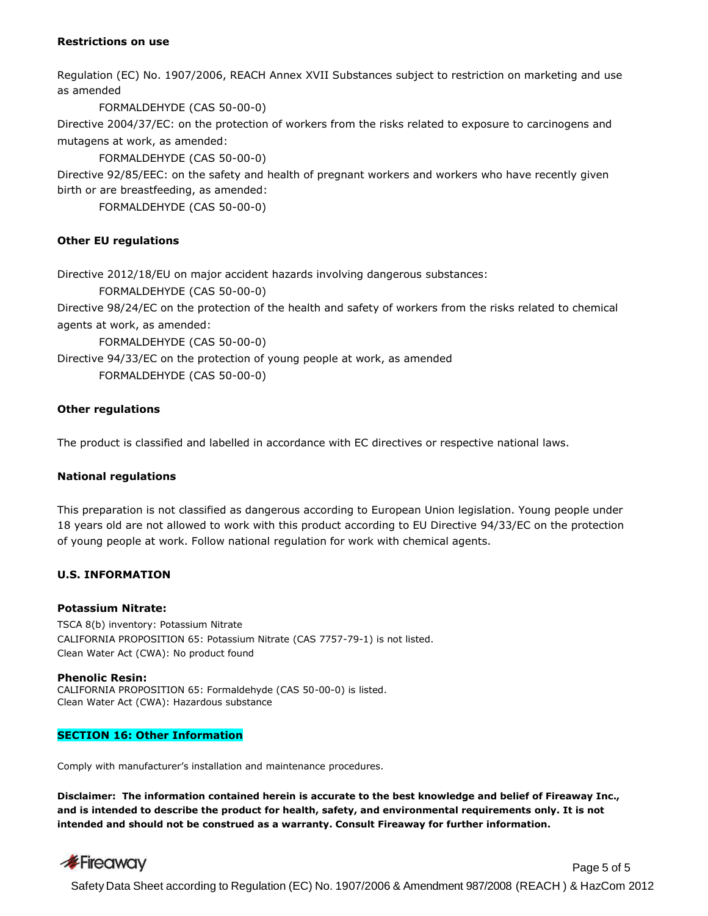**Restrictions on use**

Regulation (EC) No. 1907/2006, REACH Annex XVII Substances subject to restriction on marketing and use as amended

FORMALDEHYDE (CAS 50-00-0)

Directive 2004/37/EC: on the protection of workers from the risks related to exposure to carcinogens and mutagens at work, as amended:

FORMALDEHYDE (CAS 50-00-0)

Directive 92/85/EEC: on the safety and health of pregnant workers and workers who have recently given birth or are breastfeeding, as amended:

FORMALDEHYDE (CAS 50-00-0)

**Other EU regulations**

Directive 2012/18/EU on major accident hazards involving dangerous substances:

FORMALDEHYDE (CAS 50-00-0)

Directive 98/24/EC on the protection of the health and safety of workers from the risks related to chemical agents at work, as amended:

FORMALDEHYDE (CAS 50-00-0)

Directive 94/33/EC on the protection of young people at work, as amended

FORMALDEHYDE (CAS 50-00-0)

**Other regulations**

The product is classified and labelled in accordance with EC directives or respective national laws.

**National regulations**

This preparation is not classified as dangerous according to European Union legislation. Young people under 18 years old are not allowed to work with this product according to EU Directive 94/33/EC on the protection of young people at work. Follow national regulation for work with chemical agents.

**U.S. INFORMATION**

**Potassium Nitrate:**

TSCA 8(b) inventory: Potassium Nitrate
CALIFORNIA PROPOSITION 65: Potassium Nitrate (CAS 7757-79-1) is not listed.
Clean Water Act (CWA): No product found

**Phenolic Resin:**

CALIFORNIA PROPOSITION 65: Formaldehyde (CAS 50-00-0) is listed.
Clean Water Act (CWA): Hazardous substance

## SECTION 16: Other Information

Comply with manufacturer's installation and maintenance procedures.

**Disclaimer: The information contained herein is accurate to the best knowledge and belief of Fireaway Inc., and is intended to describe the product for health, safety, and environmental requirements only. It is not intended and should not be construed as a warranty. Consult Fireaway for further information.**